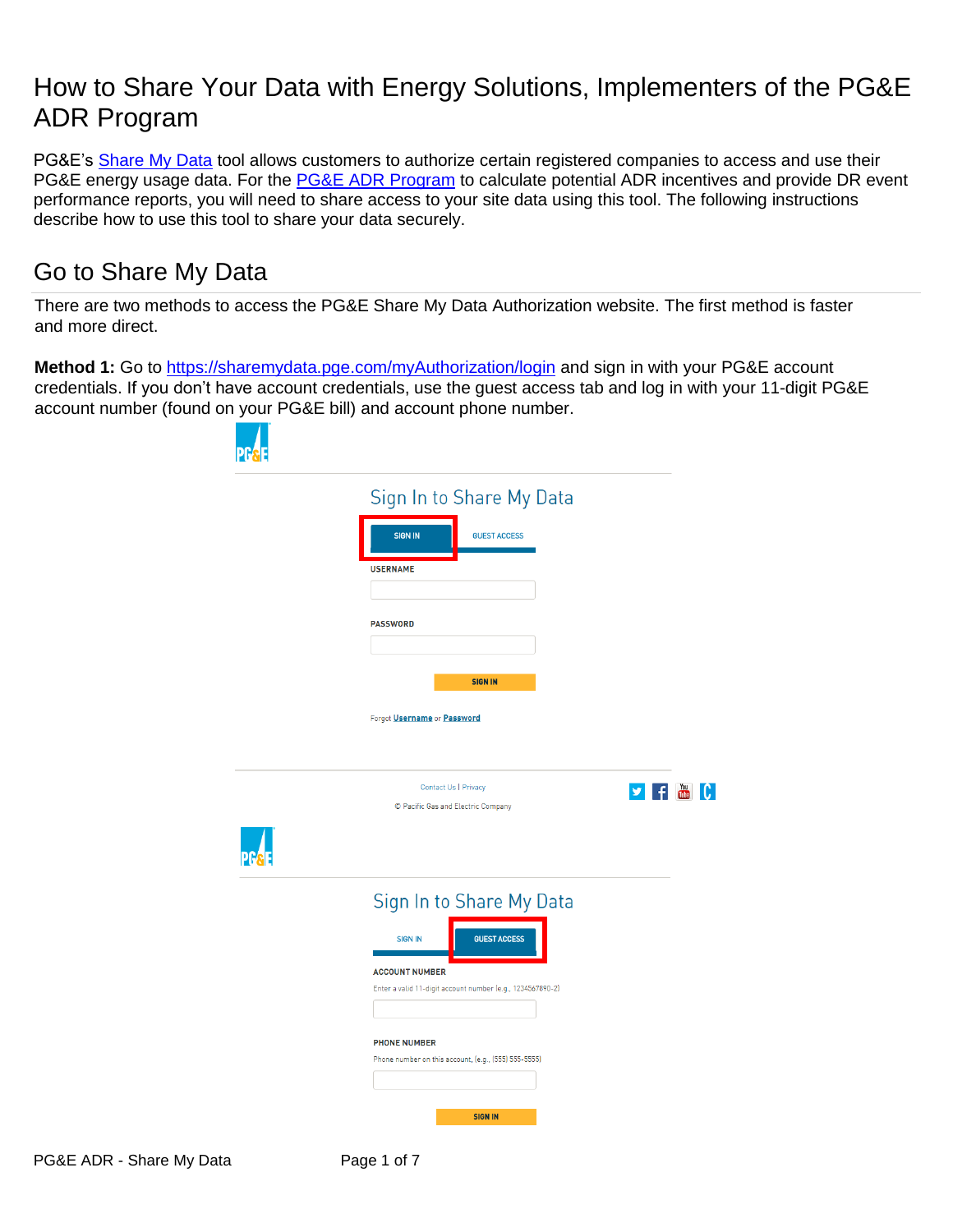# How to Share Your Data with Energy Solutions, Implementers of the PG&E ADR Program

PG&E's Share My Data tool allows customers to authorize certain registered companies to access and use their PG&E energy usage data. For the PG&E ADR Program to calculate potential ADR incentives and provide DR event performance reports, you will need to share access to your site data using this tool. The following instructions describe how to use this tool to share your data securely.

## Go to Share My Data

There are two methods to access the PG&E Share My Data Authorization website. The first method is faster and more direct.

**Method 1:** Go to https://sharemydata.pge.com/myAuthorization/login and sign in with your PG&E account credentials. If you don't have account credentials, use the guest access tab and log in with your 11-digit PG&E account number (found on your PG&E bill) and account phone number.

PG&E

Sign In to Share My Data

SIGN IN

GUEST ACCESS

USERNAME

PASSWORD

SIGN IN

Forgot Username or Password

Contact Us | Privacy

© Pacific Gas and Electric Company

PG&E

Sign In to Share My Data

SIGN IN

GUEST ACCESS

ACCOUNT NUMBER

Enter a valid 11-digit account number (e.g., 1234567890-2)

PHONE NUMBER

Phone number on this account, (e.g., (555) 555-5555)

SIGN IN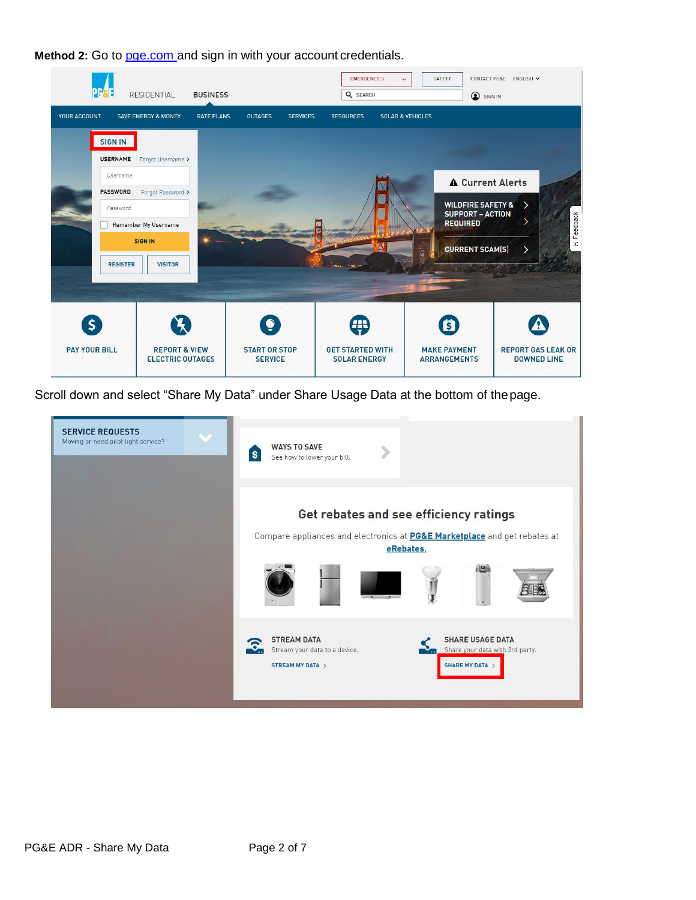**Method 2:** Go to [pge.com](https://www.pge.com) and sign in with your account credentials.

Scroll down and select “Share My Data” under Share Usage Data at the bottom of the page.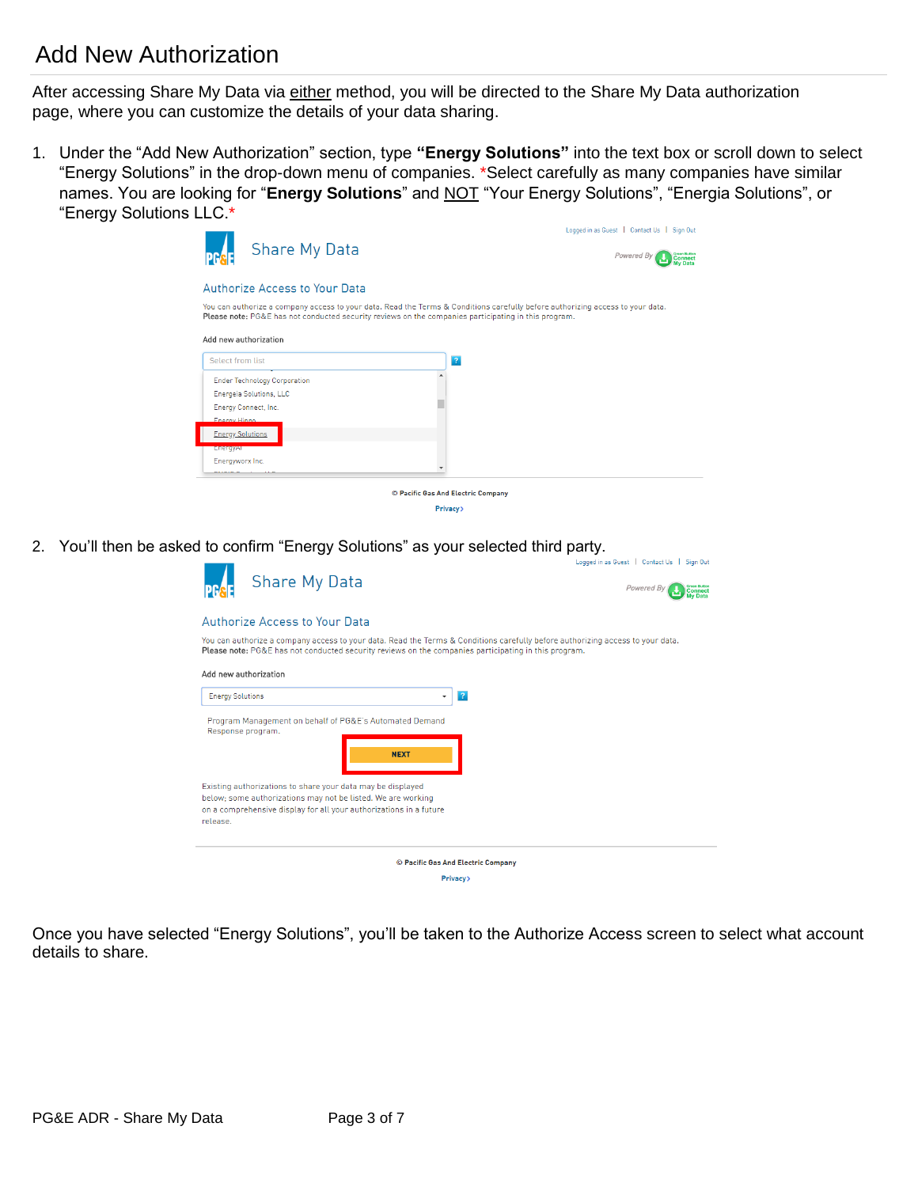# Add New Authorization

After accessing Share My Data via either method, you will be directed to the Share My Data authorization page, where you can customize the details of your data sharing.

1. Under the "Add New Authorization" section, type **"Energy Solutions"** into the text box or scroll down to select "Energy Solutions" in the drop-down menu of companies. *Select carefully as many companies have similar names. You are looking for "**Energy Solutions**" and NOT "Your Energy Solutions", "Energia Solutions", or "Energy Solutions LLC."*

2. You'll then be asked to confirm "Energy Solutions" as your selected third party.

Once you have selected "Energy Solutions", you'll be taken to the Authorize Access screen to select what account details to share.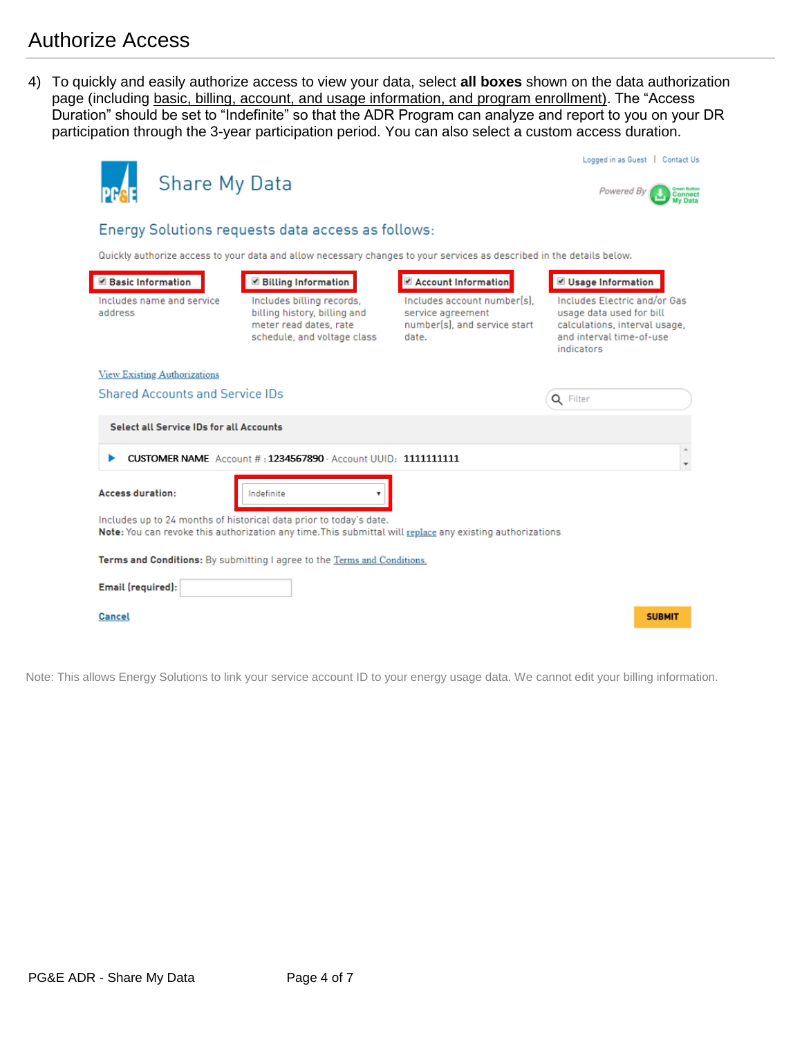## Authorize Access

4) To quickly and easily authorize access to view your data, select **all boxes** shown on the data authorization page (including basic, billing, account, and usage information, and program enrollment). The "Access Duration" should be set to "Indefinite" so that the ADR Program can analyze and report to you on your DR participation through the 3-year participation period. You can also select a custom access duration.

Logged in as Guest | Contact Us

Share My Data

Powered By Green Button Connect My Data

Energy Solutions requests data access as follows:

Quickly authorize access to your data and allow necessary changes to your services as described in the details below.

- ☑ **Basic Information** — Includes name and service address
- ☑ **Billing Information** — Includes billing records, billing history, billing and meter read dates, rate schedule, and voltage class
- ☑ **Account Information** — Includes account number(s), service agreement number(s), and service start date.
- ☑ **Usage Information** — Includes Electric and/or Gas usage data used for bill calculations, interval usage, and interval time-of-use indicators

View Existing Authorizations

Shared Accounts and Service IDs

Filter

**Select all Service IDs for all Accounts**

▶ **CUSTOMER NAME** Account # : **1234567890** - Account UUID: **1111111111**

**Access duration:** Indefinite

Includes up to 24 months of historical data prior to today's date.
**Note:** You can revoke this authorization any time.This submittal will replace any existing authorizations

**Terms and Conditions:** By submitting I agree to the Terms and Conditions.

**Email (required):**

Cancel

**SUBMIT**

Note: This allows Energy Solutions to link your service account ID to your energy usage data. We cannot edit your billing information.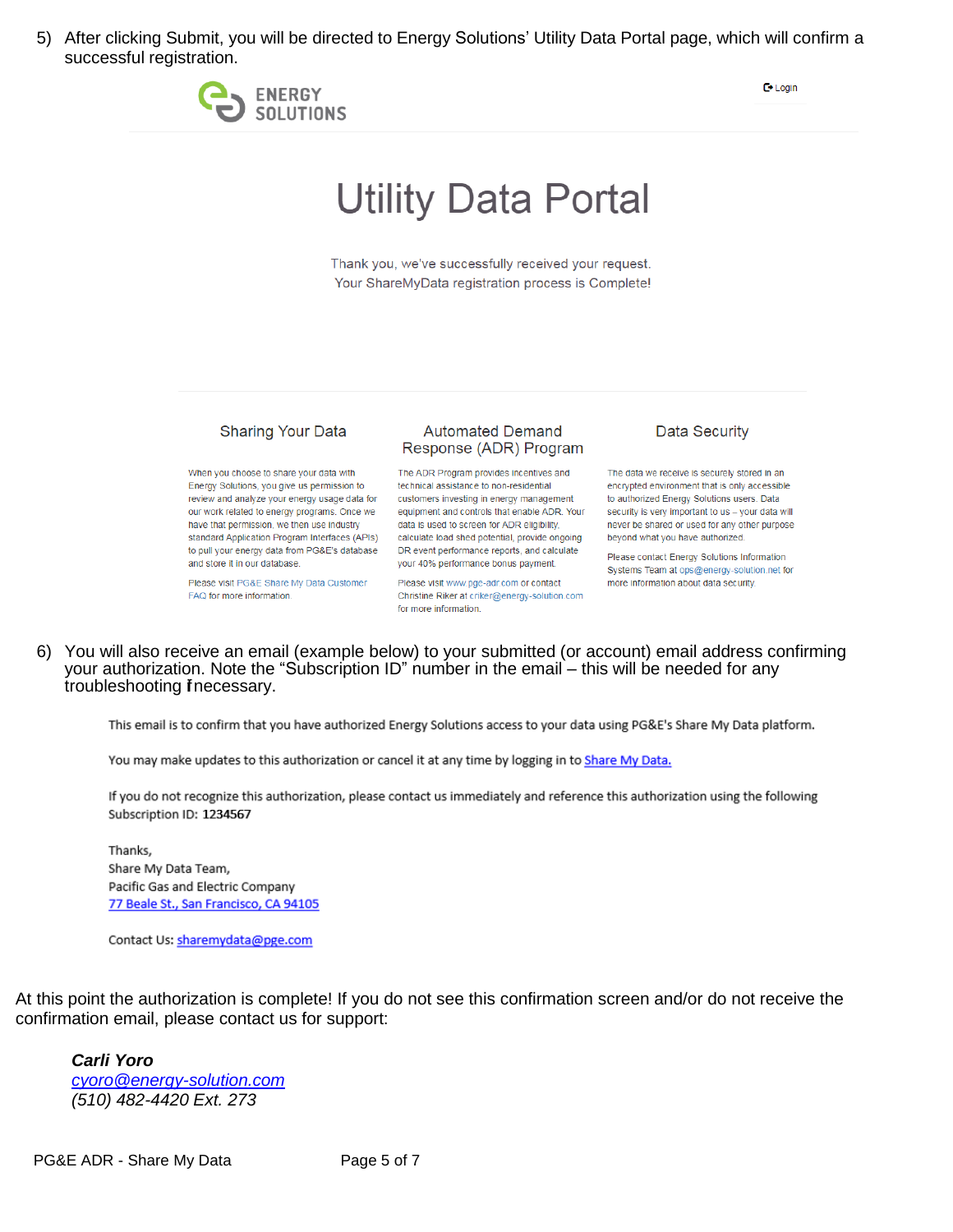5) After clicking Submit, you will be directed to Energy Solutions' Utility Data Portal page, which will confirm a successful registration.

ENERGY SOLUTIONS

Login

# Utility Data Portal

Thank you, we've successfully received your request.
Your ShareMyData registration process is Complete!

### Sharing Your Data

When you choose to share your data with Energy Solutions, you give us permission to review and analyze your energy usage data for our work related to energy programs. Once we have that permission, we then use industry standard Application Program Interfaces (APIs) to pull your energy data from PG&E's database and store it in our database.

Please visit PG&E Share My Data Customer FAQ for more information.

### Automated Demand Response (ADR) Program

The ADR Program provides incentives and technical assistance to non-residential customers investing in energy management equipment and controls that enable ADR. Your data is used to screen for ADR eligibility, calculate load shed potential, provide ongoing DR event performance reports, and calculate your 40% performance bonus payment.

Please visit www.pge-adr.com or contact Christine Riker at criker@energy-solution.com for more information.

### Data Security

The data we receive is securely stored in an encrypted environment that is only accessible to authorized Energy Solutions users. Data security is very important to us – your data will never be shared or used for any other purpose beyond what you have authorized.

Please contact Energy Solutions Information Systems Team at ops@energy-solution.net for more information about data security.

6) You will also receive an email (example below) to your submitted (or account) email address confirming your authorization. Note the "Subscription ID" number in the email – this will be needed for any troubleshooting if necessary.

> This email is to confirm that you have authorized Energy Solutions access to your data using PG&E's Share My Data platform.
>
> You may make updates to this authorization or cancel it at any time by logging in to Share My Data.
>
> If you do not recognize this authorization, please contact us immediately and reference this authorization using the following Subscription ID: 1234567
>
> Thanks,
> Share My Data Team,
> Pacific Gas and Electric Company
> 77 Beale St., San Francisco, CA 94105
>
> Contact Us: sharemydata@pge.com

At this point the authorization is complete! If you do not see this confirmation screen and/or do not receive the confirmation email, please contact us for support:

***Carli Yoro***
*cyoro@energy-solution.com*
*(510) 482-4420 Ext. 273*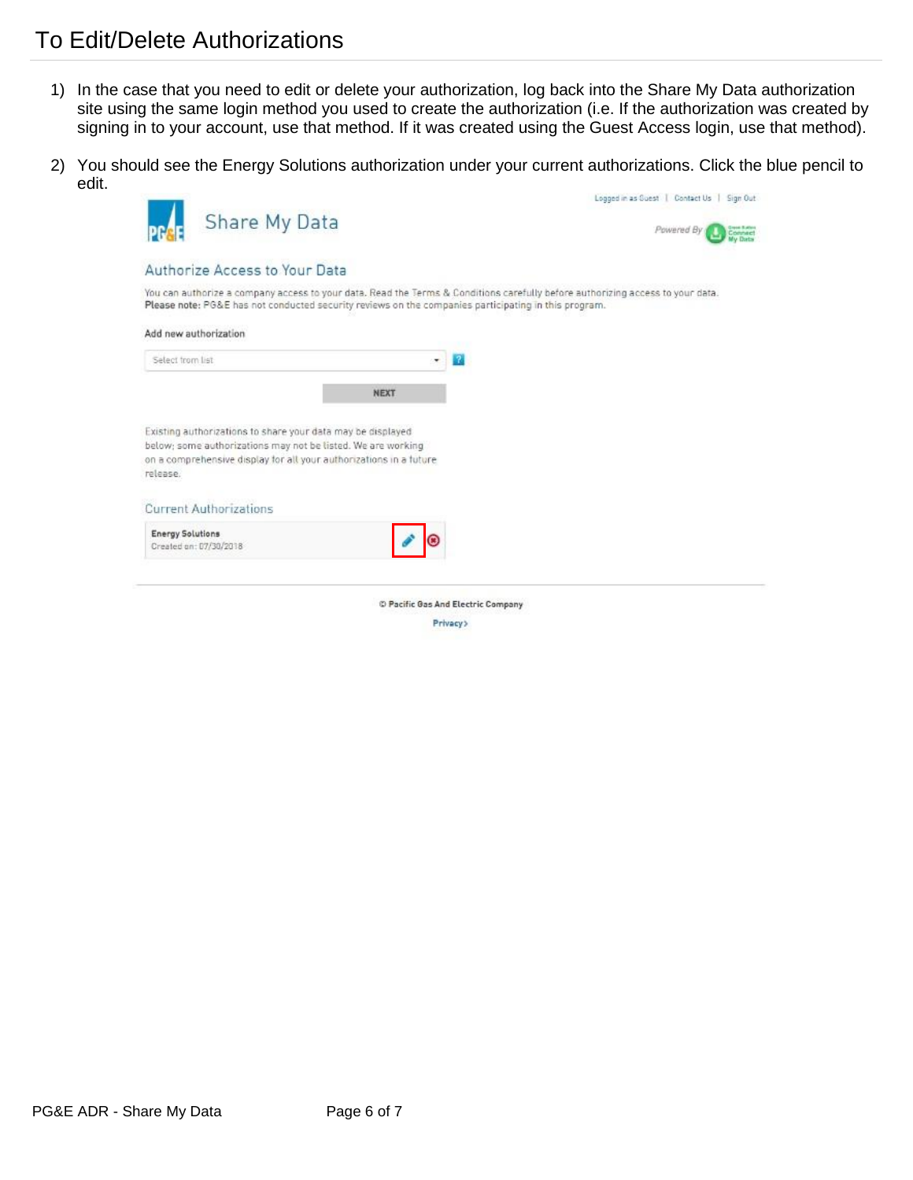# To Edit/Delete Authorizations

1) In the case that you need to edit or delete your authorization, log back into the Share My Data authorization site using the same login method you used to create the authorization (i.e. If the authorization was created by signing in to your account, use that method. If it was created using the Guest Access login, use that method).

2) You should see the Energy Solutions authorization under your current authorizations. Click the blue pencil to edit.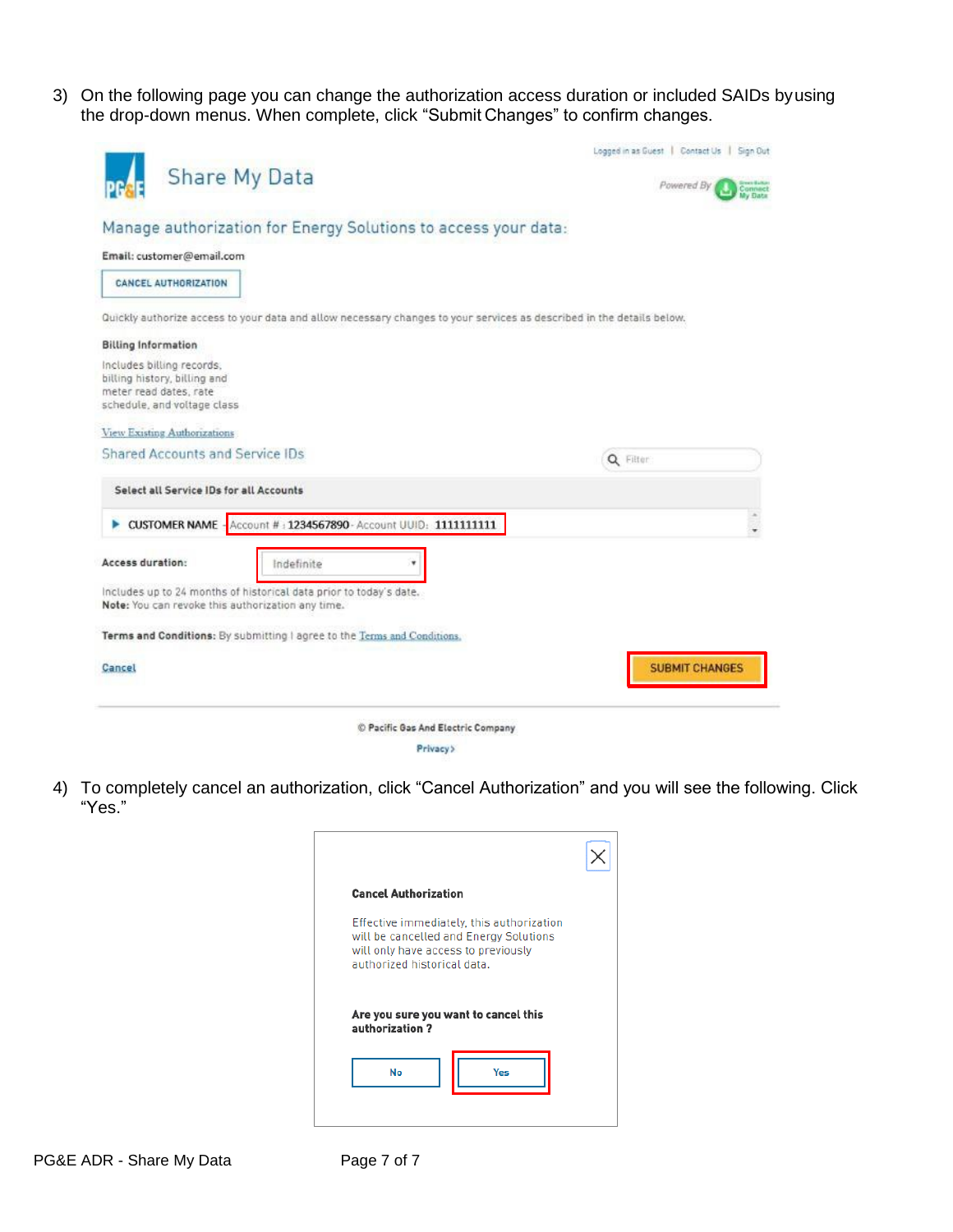3) On the following page you can change the authorization access duration or included SAIDs by using the drop-down menus. When complete, click "Submit Changes" to confirm changes.

Logged in as Guest | Contact Us | Sign Out

PG&E Share My Data

Powered By Green Button Connect My Data

Manage authorization for Energy Solutions to access your data:

**Email:** customer@email.com

CANCEL AUTHORIZATION

Quickly authorize access to your data and allow necessary changes to your services as described in the details below.

**Billing Information**

Includes billing records, billing history, billing and meter read dates, rate schedule, and voltage class

View Existing Authorizations

Shared Accounts and Service IDs

Filter

**Select all Service IDs for all Accounts**

CUSTOMER NAME - Account # : 1234567890 - Account UUID: 1111111111

**Access duration:** Indefinite

Includes up to 24 months of historical data prior to today's date.
**Note:** You can revoke this authorization any time.

**Terms and Conditions:** By submitting I agree to the Terms and Conditions.

Cancel

SUBMIT CHANGES

© Pacific Gas And Electric Company

Privacy

4) To completely cancel an authorization, click "Cancel Authorization" and you will see the following. Click "Yes."

**Cancel Authorization**

Effective immediately, this authorization will be cancelled and Energy Solutions will only have access to previously authorized historical data.

**Are you sure you want to cancel this authorization ?**

No

Yes